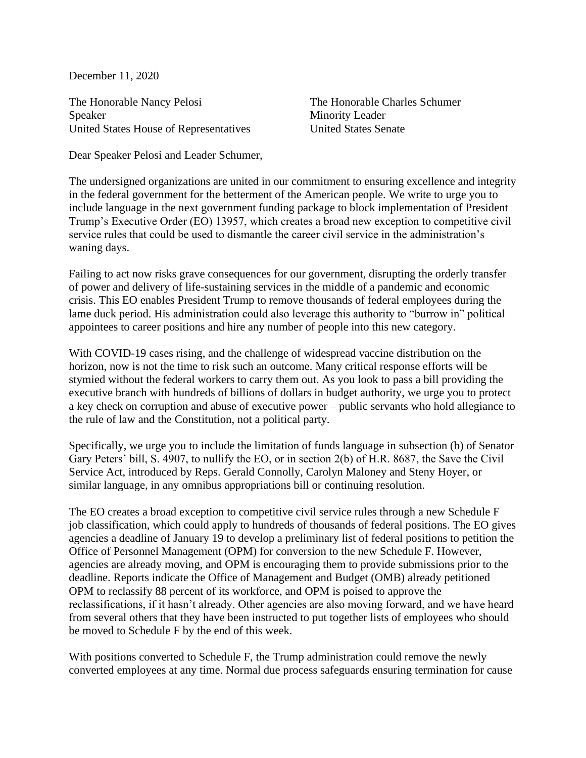December 11, 2020

The Honorable Nancy Pelosi
Speaker
United States House of Representatives

The Honorable Charles Schumer
Minority Leader
United States Senate

Dear Speaker Pelosi and Leader Schumer,

The undersigned organizations are united in our commitment to ensuring excellence and integrity in the federal government for the betterment of the American people. We write to urge you to include language in the next government funding package to block implementation of President Trump's Executive Order (EO) 13957, which creates a broad new exception to competitive civil service rules that could be used to dismantle the career civil service in the administration's waning days.

Failing to act now risks grave consequences for our government, disrupting the orderly transfer of power and delivery of life-sustaining services in the middle of a pandemic and economic crisis. This EO enables President Trump to remove thousands of federal employees during the lame duck period. His administration could also leverage this authority to "burrow in" political appointees to career positions and hire any number of people into this new category.

With COVID-19 cases rising, and the challenge of widespread vaccine distribution on the horizon, now is not the time to risk such an outcome. Many critical response efforts will be stymied without the federal workers to carry them out. As you look to pass a bill providing the executive branch with hundreds of billions of dollars in budget authority, we urge you to protect a key check on corruption and abuse of executive power – public servants who hold allegiance to the rule of law and the Constitution, not a political party.

Specifically, we urge you to include the limitation of funds language in subsection (b) of Senator Gary Peters' bill, S. 4907, to nullify the EO, or in section 2(b) of H.R. 8687, the Save the Civil Service Act, introduced by Reps. Gerald Connolly, Carolyn Maloney and Steny Hoyer, or similar language, in any omnibus appropriations bill or continuing resolution.

The EO creates a broad exception to competitive civil service rules through a new Schedule F job classification, which could apply to hundreds of thousands of federal positions. The EO gives agencies a deadline of January 19 to develop a preliminary list of federal positions to petition the Office of Personnel Management (OPM) for conversion to the new Schedule F. However, agencies are already moving, and OPM is encouraging them to provide submissions prior to the deadline. Reports indicate the Office of Management and Budget (OMB) already petitioned OPM to reclassify 88 percent of its workforce, and OPM is poised to approve the reclassifications, if it hasn't already. Other agencies are also moving forward, and we have heard from several others that they have been instructed to put together lists of employees who should be moved to Schedule F by the end of this week.

With positions converted to Schedule F, the Trump administration could remove the newly converted employees at any time. Normal due process safeguards ensuring termination for cause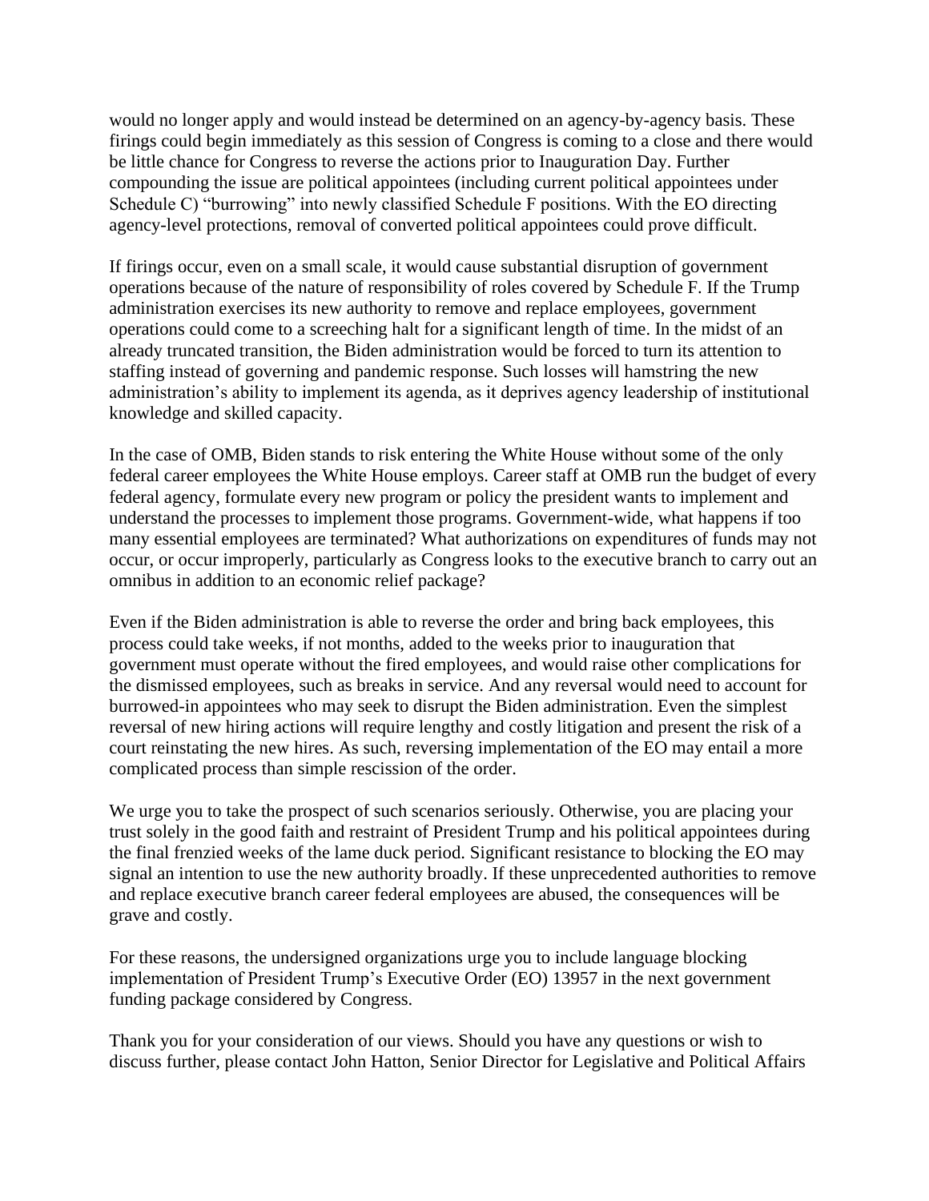would no longer apply and would instead be determined on an agency-by-agency basis. These firings could begin immediately as this session of Congress is coming to a close and there would be little chance for Congress to reverse the actions prior to Inauguration Day. Further compounding the issue are political appointees (including current political appointees under Schedule C) "burrowing" into newly classified Schedule F positions. With the EO directing agency-level protections, removal of converted political appointees could prove difficult.

If firings occur, even on a small scale, it would cause substantial disruption of government operations because of the nature of responsibility of roles covered by Schedule F. If the Trump administration exercises its new authority to remove and replace employees, government operations could come to a screeching halt for a significant length of time. In the midst of an already truncated transition, the Biden administration would be forced to turn its attention to staffing instead of governing and pandemic response. Such losses will hamstring the new administration's ability to implement its agenda, as it deprives agency leadership of institutional knowledge and skilled capacity.

In the case of OMB, Biden stands to risk entering the White House without some of the only federal career employees the White House employs. Career staff at OMB run the budget of every federal agency, formulate every new program or policy the president wants to implement and understand the processes to implement those programs. Government-wide, what happens if too many essential employees are terminated? What authorizations on expenditures of funds may not occur, or occur improperly, particularly as Congress looks to the executive branch to carry out an omnibus in addition to an economic relief package?

Even if the Biden administration is able to reverse the order and bring back employees, this process could take weeks, if not months, added to the weeks prior to inauguration that government must operate without the fired employees, and would raise other complications for the dismissed employees, such as breaks in service. And any reversal would need to account for burrowed-in appointees who may seek to disrupt the Biden administration. Even the simplest reversal of new hiring actions will require lengthy and costly litigation and present the risk of a court reinstating the new hires. As such, reversing implementation of the EO may entail a more complicated process than simple rescission of the order.

We urge you to take the prospect of such scenarios seriously. Otherwise, you are placing your trust solely in the good faith and restraint of President Trump and his political appointees during the final frenzied weeks of the lame duck period. Significant resistance to blocking the EO may signal an intention to use the new authority broadly. If these unprecedented authorities to remove and replace executive branch career federal employees are abused, the consequences will be grave and costly.

For these reasons, the undersigned organizations urge you to include language blocking implementation of President Trump's Executive Order (EO) 13957 in the next government funding package considered by Congress.

Thank you for your consideration of our views. Should you have any questions or wish to discuss further, please contact John Hatton, Senior Director for Legislative and Political Affairs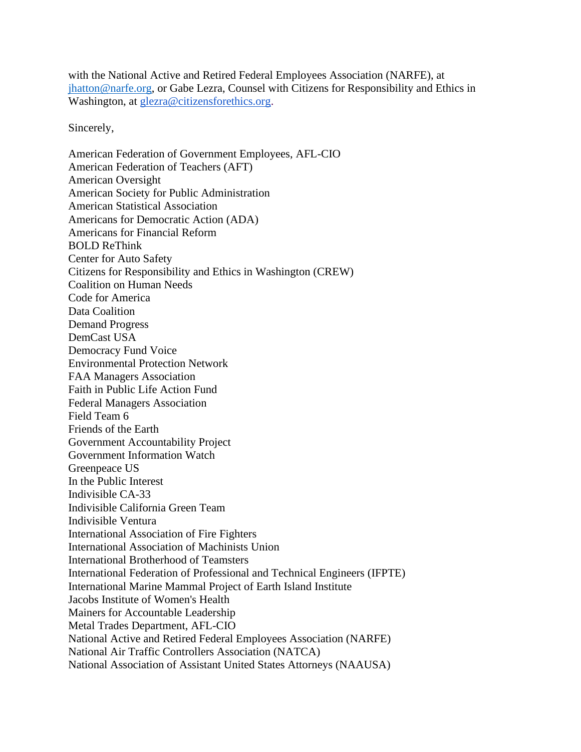with the National Active and Retired Federal Employees Association (NARFE), at jhatton@narfe.org, or Gabe Lezra, Counsel with Citizens for Responsibility and Ethics in Washington, at glezra@citizensforethics.org.

Sincerely,

American Federation of Government Employees, AFL-CIO
American Federation of Teachers (AFT)
American Oversight
American Society for Public Administration
American Statistical Association
Americans for Democratic Action (ADA)
Americans for Financial Reform
BOLD ReThink
Center for Auto Safety
Citizens for Responsibility and Ethics in Washington (CREW)
Coalition on Human Needs
Code for America
Data Coalition
Demand Progress
DemCast USA
Democracy Fund Voice
Environmental Protection Network
FAA Managers Association
Faith in Public Life Action Fund
Federal Managers Association
Field Team 6
Friends of the Earth
Government Accountability Project
Government Information Watch
Greenpeace US
In the Public Interest
Indivisible CA-33
Indivisible California Green Team
Indivisible Ventura
International Association of Fire Fighters
International Association of Machinists Union
International Brotherhood of Teamsters
International Federation of Professional and Technical Engineers (IFPTE)
International Marine Mammal Project of Earth Island Institute
Jacobs Institute of Women's Health
Mainers for Accountable Leadership
Metal Trades Department, AFL-CIO
National Active and Retired Federal Employees Association (NARFE)
National Air Traffic Controllers Association (NATCA)
National Association of Assistant United States Attorneys (NAAUSA)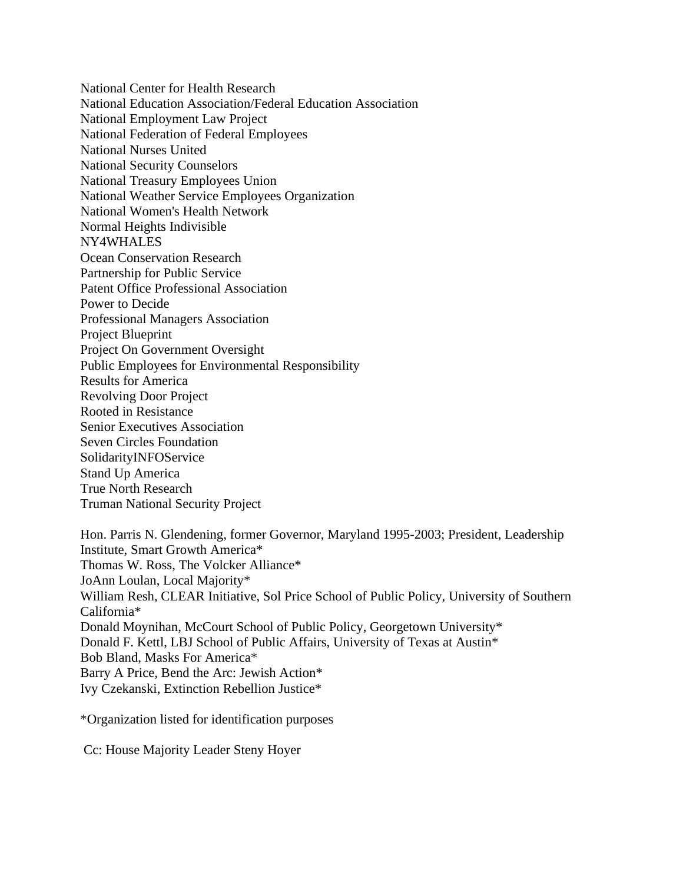National Center for Health Research
National Education Association/Federal Education Association
National Employment Law Project
National Federation of Federal Employees
National Nurses United
National Security Counselors
National Treasury Employees Union
National Weather Service Employees Organization
National Women's Health Network
Normal Heights Indivisible
NY4WHALES
Ocean Conservation Research
Partnership for Public Service
Patent Office Professional Association
Power to Decide
Professional Managers Association
Project Blueprint
Project On Government Oversight
Public Employees for Environmental Responsibility
Results for America
Revolving Door Project
Rooted in Resistance
Senior Executives Association
Seven Circles Foundation
SolidarityINFOService
Stand Up America
True North Research
Truman National Security Project

Hon. Parris N. Glendening, former Governor, Maryland 1995-2003; President, Leadership Institute, Smart Growth America*
Thomas W. Ross, The Volcker Alliance*
JoAnn Loulan, Local Majority*
William Resh, CLEAR Initiative, Sol Price School of Public Policy, University of Southern California*
Donald Moynihan, McCourt School of Public Policy, Georgetown University*
Donald F. Kettl, LBJ School of Public Affairs, University of Texas at Austin*
Bob Bland, Masks For America*
Barry A Price, Bend the Arc: Jewish Action*
Ivy Czekanski, Extinction Rebellion Justice*

*Organization listed for identification purposes

Cc: House Majority Leader Steny Hoyer